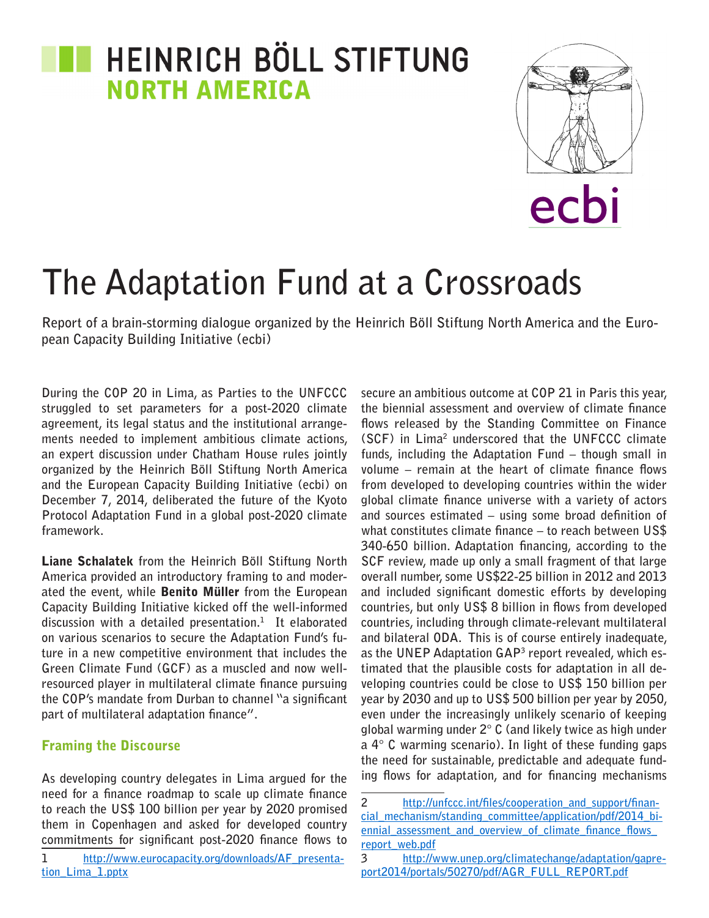HEINRICH BÖLL STIFTUNG
NORTH AMERICA

ecbi

# The Adaptation Fund at a Crossroads

**Report of a brain-storming dialogue organized by the Heinrich Böll Stiftung North America and the European Capacity Building Initiative (ecbi)**

During the COP 20 in Lima, as Parties to the UNFCCC struggled to set parameters for a post-2020 climate agreement, its legal status and the institutional arrangements needed to implement ambitious climate actions, an expert discussion under Chatham House rules jointly organized by the Heinrich Böll Stiftung North America and the European Capacity Building Initiative (ecbi) on December 7, 2014, deliberated the future of the Kyoto Protocol Adaptation Fund in a global post-2020 climate framework.

**Liane Schalatek** from the Heinrich Böll Stiftung North America provided an introductory framing to and moderated the event, while **Benito Müller** from the European Capacity Building Initiative kicked off the well-informed discussion with a detailed presentation.[1] It elaborated on various scenarios to secure the Adaptation Fund's future in a new competitive environment that includes the Green Climate Fund (GCF) as a muscled and now well-resourced player in multilateral climate finance pursuing the COP's mandate from Durban to channel "a significant part of multilateral adaptation finance".

## Framing the Discourse

As developing country delegates in Lima argued for the need for a finance roadmap to scale up climate finance to reach the US$ 100 billion per year by 2020 promised them in Copenhagen and asked for developed country commitments for significant post-2020 finance flows to secure an ambitious outcome at COP 21 in Paris this year, the biennial assessment and overview of climate finance flows released by the Standing Committee on Finance (SCF) in Lima[2] underscored that the UNFCCC climate funds, including the Adaptation Fund – though small in volume – remain at the heart of climate finance flows from developed to developing countries within the wider global climate finance universe with a variety of actors and sources estimated – using some broad definition of what constitutes climate finance – to reach between US$ 340-650 billion. Adaptation financing, according to the SCF review, made up only a small fragment of that large overall number, some US$22-25 billion in 2012 and 2013 and included significant domestic efforts by developing countries, but only US$ 8 billion in flows from developed countries, including through climate-relevant multilateral and bilateral ODA. This is of course entirely inadequate, as the UNEP Adaptation GAP[3] report revealed, which estimated that the plausible costs for adaptation in all developing countries could be close to US$ 150 billion per year by 2030 and up to US$ 500 billion per year by 2050, even under the increasingly unlikely scenario of keeping global warming under 2° C (and likely twice as high under a 4° C warming scenario). In light of these funding gaps the need for sustainable, predictable and adequate funding flows for adaptation, and for financing mechanisms

1 http://www.eurocapacity.org/downloads/AF_presentation_Lima_1.pptx

2 http://unfccc.int/files/cooperation_and_support/financial_mechanism/standing_committee/application/pdf/2014_biennial_assessment_and_overview_of_climate_finance_flows_report_web.pdf

3 http://www.unep.org/climatechange/adaptation/gapreport2014/portals/50270/pdf/AGR_FULL_REPORT.pdf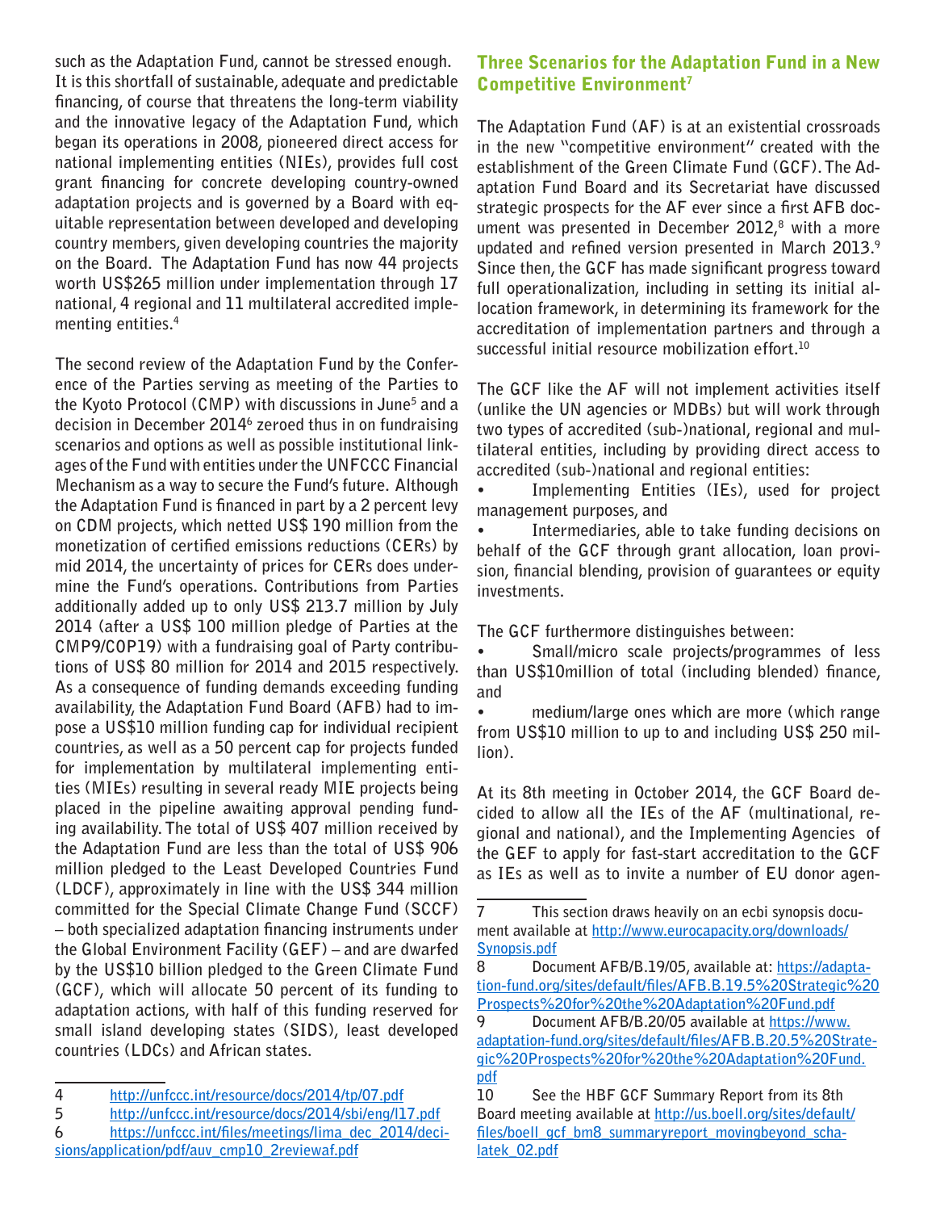such as the Adaptation Fund, cannot be stressed enough. It is this shortfall of sustainable, adequate and predictable financing, of course that threatens the long-term viability and the innovative legacy of the Adaptation Fund, which began its operations in 2008, pioneered direct access for national implementing entities (NIEs), provides full cost grant financing for concrete developing country-owned adaptation projects and is governed by a Board with equitable representation between developed and developing country members, given developing countries the majority on the Board. The Adaptation Fund has now 44 projects worth US$265 million under implementation through 17 national, 4 regional and 11 multilateral accredited implementing entities.[4]

The second review of the Adaptation Fund by the Conference of the Parties serving as meeting of the Parties to the Kyoto Protocol (CMP) with discussions in June[5] and a decision in December 2014[6] zeroed thus in on fundraising scenarios and options as well as possible institutional linkages of the Fund with entities under the UNFCCC Financial Mechanism as a way to secure the Fund's future. Although the Adaptation Fund is financed in part by a 2 percent levy on CDM projects, which netted US$ 190 million from the monetization of certified emissions reductions (CERs) by mid 2014, the uncertainty of prices for CERs does undermine the Fund's operations. Contributions from Parties additionally added up to only US$ 213.7 million by July 2014 (after a US$ 100 million pledge of Parties at the CMP9/COP19) with a fundraising goal of Party contributions of US$ 80 million for 2014 and 2015 respectively. As a consequence of funding demands exceeding funding availability, the Adaptation Fund Board (AFB) had to impose a US$10 million funding cap for individual recipient countries, as well as a 50 percent cap for projects funded for implementation by multilateral implementing entities (MIEs) resulting in several ready MIE projects being placed in the pipeline awaiting approval pending funding availability. The total of US$ 407 million received by the Adaptation Fund are less than the total of US$ 906 million pledged to the Least Developed Countries Fund (LDCF), approximately in line with the US$ 344 million committed for the Special Climate Change Fund (SCCF) – both specialized adaptation financing instruments under the Global Environment Facility (GEF) – and are dwarfed by the US$10 billion pledged to the Green Climate Fund (GCF), which will allocate 50 percent of its funding to adaptation actions, with half of this funding reserved for small island developing states (SIDS), least developed countries (LDCs) and African states.

## Three Scenarios for the Adaptation Fund in a New Competitive Environment[7]

The Adaptation Fund (AF) is at an existential crossroads in the new "competitive environment" created with the establishment of the Green Climate Fund (GCF). The Adaptation Fund Board and its Secretariat have discussed strategic prospects for the AF ever since a first AFB document was presented in December 2012,[8] with a more updated and refined version presented in March 2013.[9] Since then, the GCF has made significant progress toward full operationalization, including in setting its initial allocation framework, in determining its framework for the accreditation of implementation partners and through a successful initial resource mobilization effort.[10]

The GCF like the AF will not implement activities itself (unlike the UN agencies or MDBs) but will work through two types of accredited (sub-)national, regional and multilateral entities, including by providing direct access to accredited (sub-)national and regional entities:

- Implementing Entities (IEs), used for project management purposes, and
- Intermediaries, able to take funding decisions on behalf of the GCF through grant allocation, loan provision, financial blending, provision of guarantees or equity investments.

The GCF furthermore distinguishes between:

- Small/micro scale projects/programmes of less than US$10million of total (including blended) finance, and
- medium/large ones which are more (which range from US$10 million to up to and including US$ 250 million).

At its 8th meeting in October 2014, the GCF Board decided to allow all the IEs of the AF (multinational, regional and national), and the Implementing Agencies of the GEF to apply for fast-start accreditation to the GCF as IEs as well as to invite a number of EU donor agen-

---

4 http://unfccc.int/resource/docs/2014/tp/07.pdf

5 http://unfccc.int/resource/docs/2014/sbi/eng/l17.pdf

6 https://unfccc.int/files/meetings/lima_dec_2014/decisions/application/pdf/auv_cmp10_2reviewaf.pdf

7 This section draws heavily on an ecbi synopsis document available at http://www.eurocapacity.org/downloads/Synopsis.pdf

8 Document AFB/B.19/05, available at: https://adaptation-fund.org/sites/default/files/AFB.B.19.5%20Strategic%20Prospects%20for%20the%20Adaptation%20Fund.pdf

9 Document AFB/B.20/05 available at https://www.adaptation-fund.org/sites/default/files/AFB.B.20.5%20Strategic%20Prospects%20for%20the%20Adaptation%20Fund.pdf

10 See the HBF GCF Summary Report from its 8th Board meeting available at http://us.boell.org/sites/default/files/boell_gcf_bm8_summaryreport_movingbeyond_schalatek_02.pdf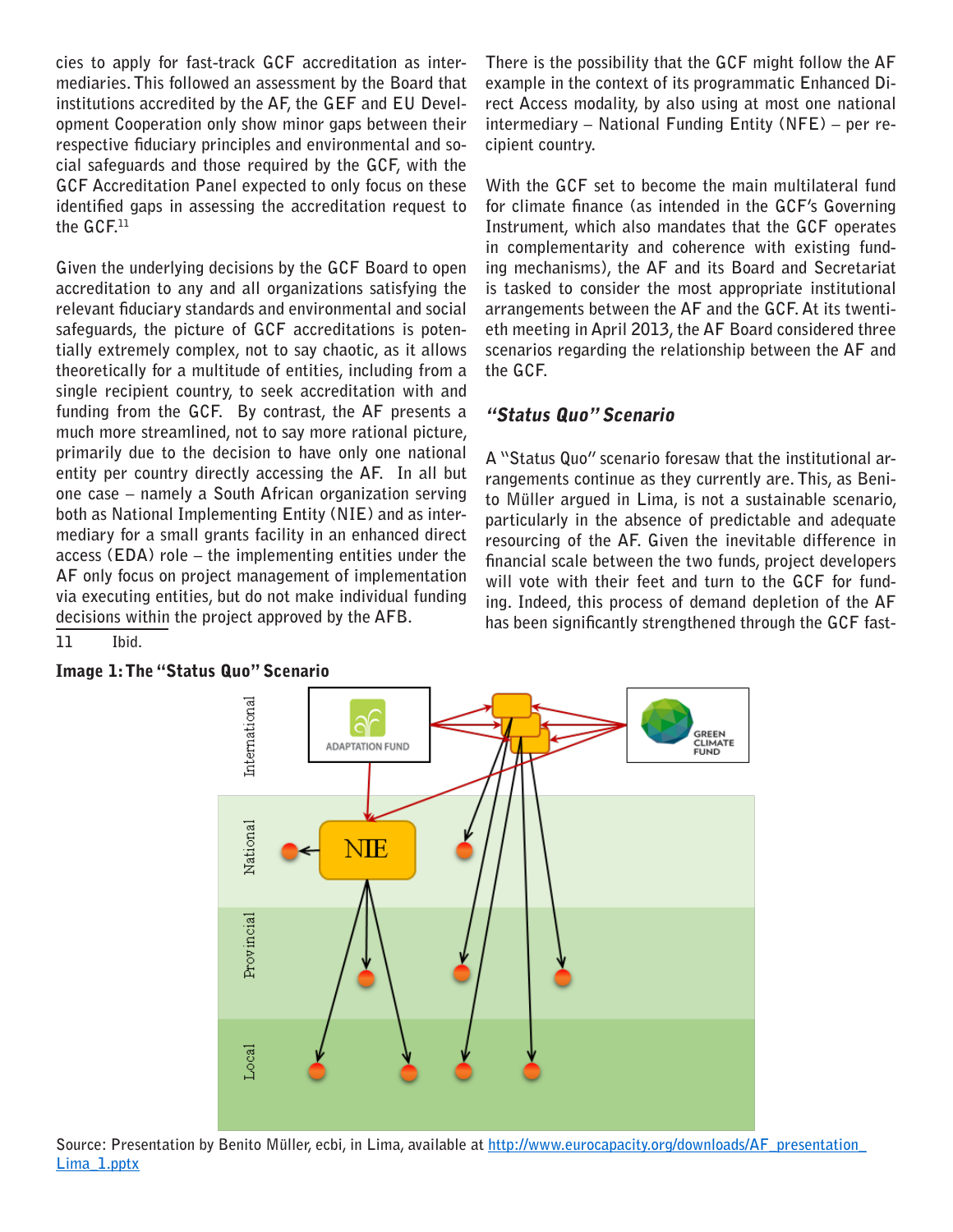cies to apply for fast-track GCF accreditation as intermediaries. This followed an assessment by the Board that institutions accredited by the AF, the GEF and EU Development Cooperation only show minor gaps between their respective fiduciary principles and environmental and social safeguards and those required by the GCF, with the GCF Accreditation Panel expected to only focus on these identified gaps in assessing the accreditation request to the GCF.[11]

Given the underlying decisions by the GCF Board to open accreditation to any and all organizations satisfying the relevant fiduciary standards and environmental and social safeguards, the picture of GCF accreditations is potentially extremely complex, not to say chaotic, as it allows theoretically for a multitude of entities, including from a single recipient country, to seek accreditation with and funding from the GCF. By contrast, the AF presents a much more streamlined, not to say more rational picture, primarily due to the decision to have only one national entity per country directly accessing the AF. In all but one case – namely a South African organization serving both as National Implementing Entity (NIE) and as intermediary for a small grants facility in an enhanced direct access (EDA) role – the implementing entities under the AF only focus on project management of implementation via executing entities, but do not make individual funding decisions within the project approved by the AFB.

11 Ibid.

There is the possibility that the GCF might follow the AF example in the context of its programmatic Enhanced Direct Access modality, by also using at most one national intermediary – National Funding Entity (NFE) – per recipient country.

With the GCF set to become the main multilateral fund for climate finance (as intended in the GCF's Governing Instrument, which also mandates that the GCF operates in complementarity and coherence with existing funding mechanisms), the AF and its Board and Secretariat is tasked to consider the most appropriate institutional arrangements between the AF and the GCF. At its twentieth meeting in April 2013, the AF Board considered three scenarios regarding the relationship between the AF and the GCF.

### *"Status Quo" Scenario*

A "Status Quo" scenario foresaw that the institutional arrangements continue as they currently are. This, as Benito Müller argued in Lima, is not a sustainable scenario, particularly in the absence of predictable and adequate resourcing of the AF. Given the inevitable difference in financial scale between the two funds, project developers will vote with their feet and turn to the GCF for funding. Indeed, this process of demand depletion of the AF has been significantly strengthened through the GCF fast-

**Image 1: The "Status Quo" Scenario**

Source: Presentation by Benito Müller, ecbi, in Lima, available at [http://www.eurocapacity.org/downloads/AF_presentation_Lima_1.pptx](http://www.eurocapacity.org/downloads/AF_presentation_Lima_1.pptx)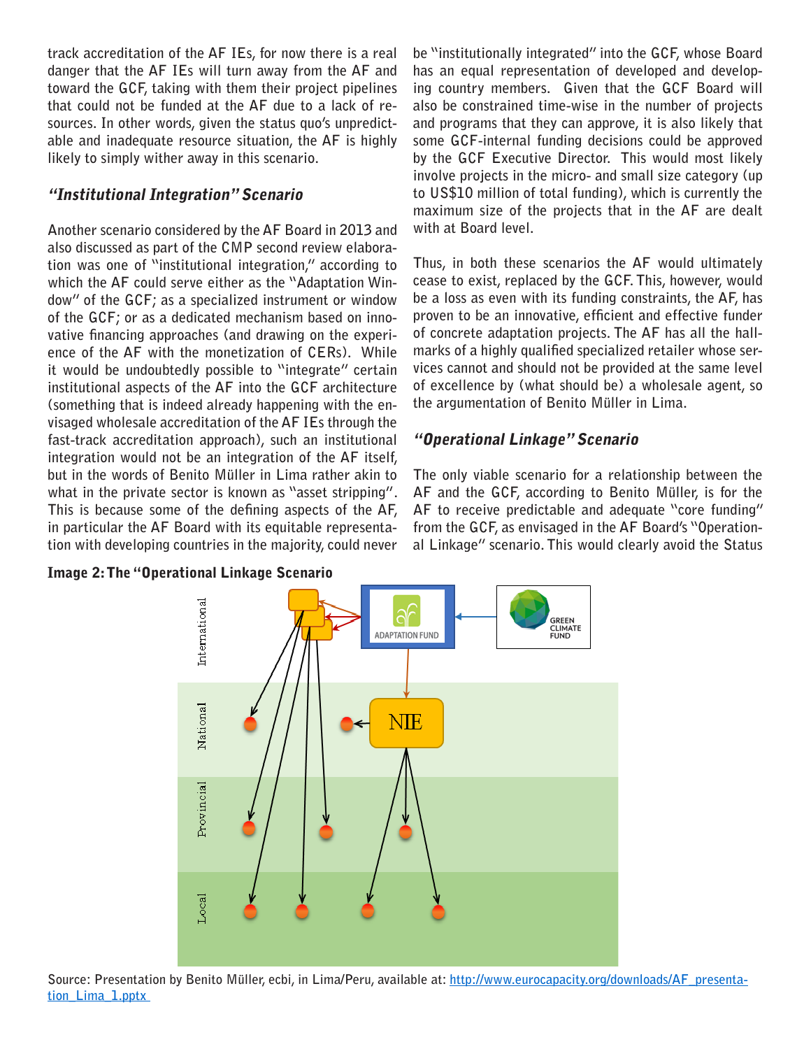track accreditation of the AF IEs, for now there is a real danger that the AF IEs will turn away from the AF and toward the GCF, taking with them their project pipelines that could not be funded at the AF due to a lack of resources. In other words, given the status quo's unpredictable and inadequate resource situation, the AF is highly likely to simply wither away in this scenario.

### *"Institutional Integration" Scenario*

Another scenario considered by the AF Board in 2013 and also discussed as part of the CMP second review elaboration was one of "institutional integration," according to which the AF could serve either as the "Adaptation Window" of the GCF; as a specialized instrument or window of the GCF; or as a dedicated mechanism based on innovative financing approaches (and drawing on the experience of the AF with the monetization of CERs). While it would be undoubtedly possible to "integrate" certain institutional aspects of the AF into the GCF architecture (something that is indeed already happening with the envisaged wholesale accreditation of the AF IEs through the fast-track accreditation approach), such an institutional integration would not be an integration of the AF itself, but in the words of Benito Müller in Lima rather akin to what in the private sector is known as "asset stripping". This is because some of the defining aspects of the AF, in particular the AF Board with its equitable representation with developing countries in the majority, could never be "institutionally integrated" into the GCF, whose Board has an equal representation of developed and developing country members. Given that the GCF Board will also be constrained time-wise in the number of projects and programs that they can approve, it is also likely that some GCF-internal funding decisions could be approved by the GCF Executive Director. This would most likely involve projects in the micro- and small size category (up to US$10 million of total funding), which is currently the maximum size of the projects that in the AF are dealt with at Board level.

Thus, in both these scenarios the AF would ultimately cease to exist, replaced by the GCF. This, however, would be a loss as even with its funding constraints, the AF, has proven to be an innovative, efficient and effective funder of concrete adaptation projects. The AF has all the hallmarks of a highly qualified specialized retailer whose services cannot and should not be provided at the same level of excellence by (what should be) a wholesale agent, so the argumentation of Benito Müller in Lima.

### *"Operational Linkage" Scenario*

The only viable scenario for a relationship between the AF and the GCF, according to Benito Müller, is for the AF to receive predictable and adequate "core funding" from the GCF, as envisaged in the AF Board's "Operational Linkage" scenario. This would clearly avoid the Status

**Image 2: The "Operational Linkage Scenario**

Source: Presentation by Benito Müller, ecbi, in Lima/Peru, available at: http://www.eurocapacity.org/downloads/AF_presentation_Lima_1.pptx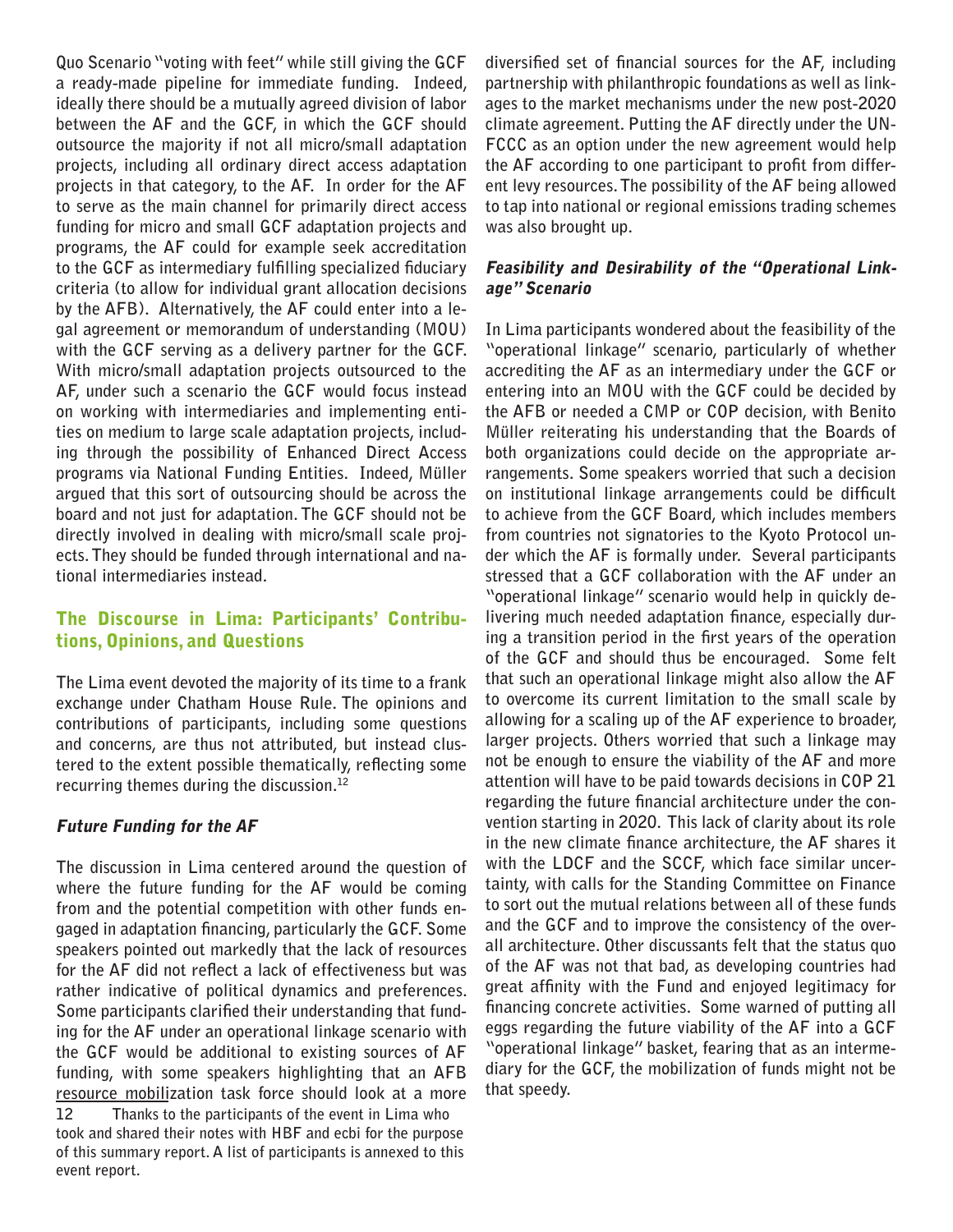Quo Scenario "voting with feet" while still giving the GCF a ready-made pipeline for immediate funding. Indeed, ideally there should be a mutually agreed division of labor between the AF and the GCF, in which the GCF should outsource the majority if not all micro/small adaptation projects, including all ordinary direct access adaptation projects in that category, to the AF. In order for the AF to serve as the main channel for primarily direct access funding for micro and small GCF adaptation projects and programs, the AF could for example seek accreditation to the GCF as intermediary fulfilling specialized fiduciary criteria (to allow for individual grant allocation decisions by the AFB). Alternatively, the AF could enter into a legal agreement or memorandum of understanding (MOU) with the GCF serving as a delivery partner for the GCF. With micro/small adaptation projects outsourced to the AF, under such a scenario the GCF would focus instead on working with intermediaries and implementing entities on medium to large scale adaptation projects, including through the possibility of Enhanced Direct Access programs via National Funding Entities. Indeed, Müller argued that this sort of outsourcing should be across the board and not just for adaptation. The GCF should not be directly involved in dealing with micro/small scale projects. They should be funded through international and national intermediaries instead.

## The Discourse in Lima: Participants' Contributions, Opinions, and Questions

The Lima event devoted the majority of its time to a frank exchange under Chatham House Rule. The opinions and contributions of participants, including some questions and concerns, are thus not attributed, but instead clustered to the extent possible thematically, reflecting some recurring themes during the discussion.[12]

### *Future Funding for the AF*

The discussion in Lima centered around the question of where the future funding for the AF would be coming from and the potential competition with other funds engaged in adaptation financing, particularly the GCF. Some speakers pointed out markedly that the lack of resources for the AF did not reflect a lack of effectiveness but was rather indicative of political dynamics and preferences. Some participants clarified their understanding that funding for the AF under an operational linkage scenario with the GCF would be additional to existing sources of AF funding, with some speakers highlighting that an AFB resource mobilization task force should look at a more diversified set of financial sources for the AF, including partnership with philanthropic foundations as well as linkages to the market mechanisms under the new post-2020 climate agreement. Putting the AF directly under the UNFCCC as an option under the new agreement would help the AF according to one participant to profit from different levy resources. The possibility of the AF being allowed to tap into national or regional emissions trading schemes was also brought up.

### *Feasibility and Desirability of the "Operational Linkage" Scenario*

In Lima participants wondered about the feasibility of the "operational linkage" scenario, particularly of whether accrediting the AF as an intermediary under the GCF or entering into an MOU with the GCF could be decided by the AFB or needed a CMP or COP decision, with Benito Müller reiterating his understanding that the Boards of both organizations could decide on the appropriate arrangements. Some speakers worried that such a decision on institutional linkage arrangements could be difficult to achieve from the GCF Board, which includes members from countries not signatories to the Kyoto Protocol under which the AF is formally under. Several participants stressed that a GCF collaboration with the AF under an "operational linkage" scenario would help in quickly delivering much needed adaptation finance, especially during a transition period in the first years of the operation of the GCF and should thus be encouraged. Some felt that such an operational linkage might also allow the AF to overcome its current limitation to the small scale by allowing for a scaling up of the AF experience to broader, larger projects. Others worried that such a linkage may not be enough to ensure the viability of the AF and more attention will have to be paid towards decisions in COP 21 regarding the future financial architecture under the convention starting in 2020. This lack of clarity about its role in the new climate finance architecture, the AF shares it with the LDCF and the SCCF, which face similar uncertainty, with calls for the Standing Committee on Finance to sort out the mutual relations between all of these funds and the GCF and to improve the consistency of the overall architecture. Other discussants felt that the status quo of the AF was not that bad, as developing countries had great affinity with the Fund and enjoyed legitimacy for financing concrete activities. Some warned of putting all eggs regarding the future viability of the AF into a GCF "operational linkage" basket, fearing that as an intermediary for the GCF, the mobilization of funds might not be that speedy.

12 Thanks to the participants of the event in Lima who took and shared their notes with HBF and ecbi for the purpose of this summary report. A list of participants is annexed to this event report.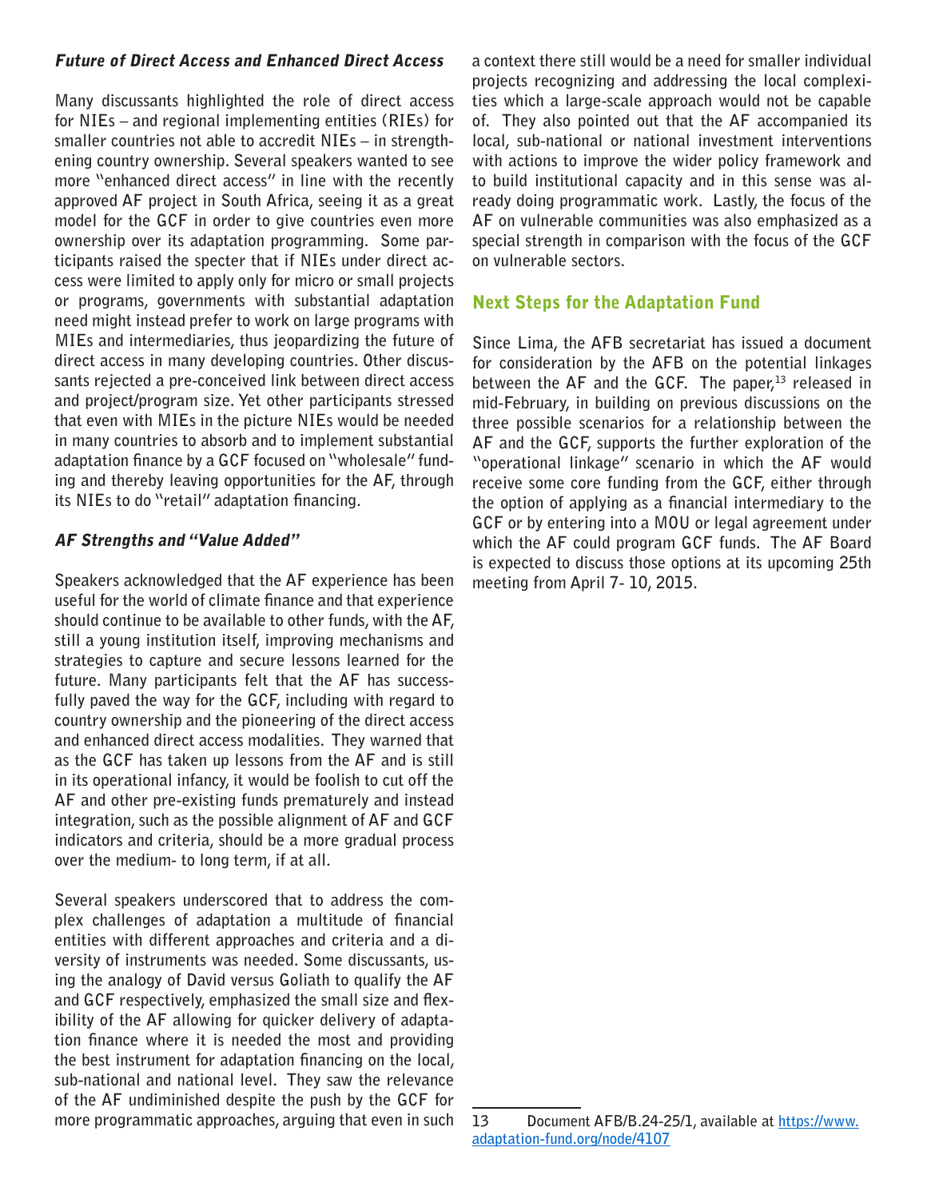### *Future of Direct Access and Enhanced Direct Access*

Many discussants highlighted the role of direct access for NIEs – and regional implementing entities (RIEs) for smaller countries not able to accredit NIEs – in strengthening country ownership. Several speakers wanted to see more "enhanced direct access" in line with the recently approved AF project in South Africa, seeing it as a great model for the GCF in order to give countries even more ownership over its adaptation programming. Some participants raised the specter that if NIEs under direct access were limited to apply only for micro or small projects or programs, governments with substantial adaptation need might instead prefer to work on large programs with MIEs and intermediaries, thus jeopardizing the future of direct access in many developing countries. Other discussants rejected a pre-conceived link between direct access and project/program size. Yet other participants stressed that even with MIEs in the picture NIEs would be needed in many countries to absorb and to implement substantial adaptation finance by a GCF focused on "wholesale" funding and thereby leaving opportunities for the AF, through its NIEs to do "retail" adaptation financing.

### *AF Strengths and "Value Added"*

Speakers acknowledged that the AF experience has been useful for the world of climate finance and that experience should continue to be available to other funds, with the AF, still a young institution itself, improving mechanisms and strategies to capture and secure lessons learned for the future. Many participants felt that the AF has successfully paved the way for the GCF, including with regard to country ownership and the pioneering of the direct access and enhanced direct access modalities. They warned that as the GCF has taken up lessons from the AF and is still in its operational infancy, it would be foolish to cut off the AF and other pre-existing funds prematurely and instead integration, such as the possible alignment of AF and GCF indicators and criteria, should be a more gradual process over the medium- to long term, if at all.

Several speakers underscored that to address the complex challenges of adaptation a multitude of financial entities with different approaches and criteria and a diversity of instruments was needed. Some discussants, using the analogy of David versus Goliath to qualify the AF and GCF respectively, emphasized the small size and flexibility of the AF allowing for quicker delivery of adaptation finance where it is needed the most and providing the best instrument for adaptation financing on the local, sub-national and national level. They saw the relevance of the AF undiminished despite the push by the GCF for more programmatic approaches, arguing that even in such a context there still would be a need for smaller individual projects recognizing and addressing the local complexities which a large-scale approach would not be capable of. They also pointed out that the AF accompanied its local, sub-national or national investment interventions with actions to improve the wider policy framework and to build institutional capacity and in this sense was already doing programmatic work. Lastly, the focus of the AF on vulnerable communities was also emphasized as a special strength in comparison with the focus of the GCF on vulnerable sectors.

## Next Steps for the Adaptation Fund

Since Lima, the AFB secretariat has issued a document for consideration by the AFB on the potential linkages between the AF and the GCF. The paper,[13] released in mid-February, in building on previous discussions on the three possible scenarios for a relationship between the AF and the GCF, supports the further exploration of the "operational linkage" scenario in which the AF would receive some core funding from the GCF, either through the option of applying as a financial intermediary to the GCF or by entering into a MOU or legal agreement under which the AF could program GCF funds. The AF Board is expected to discuss those options at its upcoming 25th meeting from April 7- 10, 2015.

---

13 Document AFB/B.24-25/1, available at https://www.adaptation-fund.org/node/4107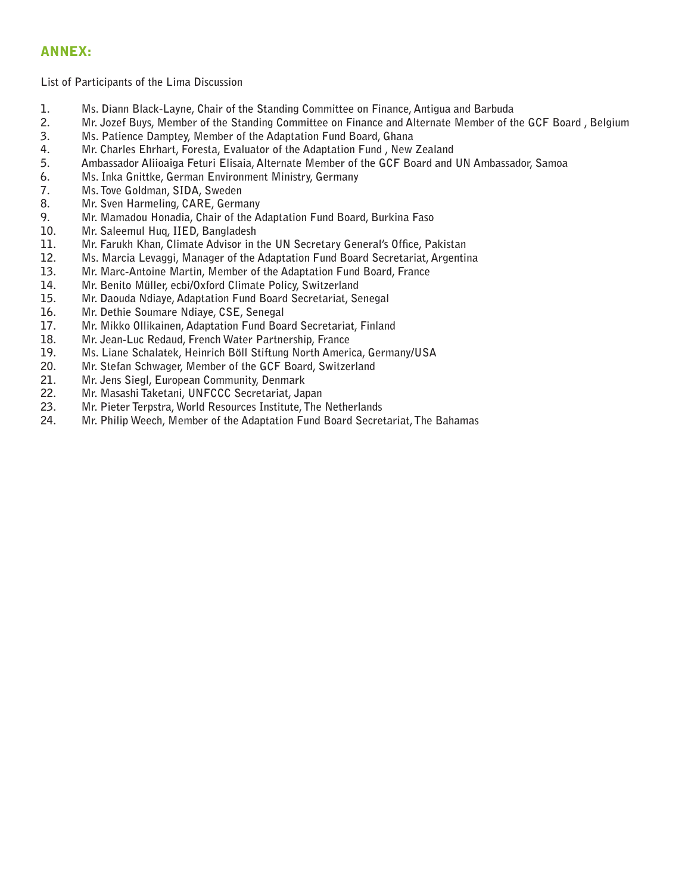## ANNEX:

List of Participants of the Lima Discussion

1. Ms. Diann Black-Layne, Chair of the Standing Committee on Finance, Antigua and Barbuda
2. Mr. Jozef Buys, Member of the Standing Committee on Finance and Alternate Member of the GCF Board , Belgium
3. Ms. Patience Damptey, Member of the Adaptation Fund Board, Ghana
4. Mr. Charles Ehrhart, Foresta, Evaluator of the Adaptation Fund , New Zealand
5. Ambassador Aliioaiga Feturi Elisaia, Alternate Member of the GCF Board and UN Ambassador, Samoa
6. Ms. Inka Gnittke, German Environment Ministry, Germany
7. Ms. Tove Goldman, SIDA, Sweden
8. Mr. Sven Harmeling, CARE, Germany
9. Mr. Mamadou Honadia, Chair of the Adaptation Fund Board, Burkina Faso
10. Mr. Saleemul Huq, IIED, Bangladesh
11. Mr. Farukh Khan, Climate Advisor in the UN Secretary General's Office, Pakistan
12. Ms. Marcia Levaggi, Manager of the Adaptation Fund Board Secretariat, Argentina
13. Mr. Marc-Antoine Martin, Member of the Adaptation Fund Board, France
14. Mr. Benito Müller, ecbi/Oxford Climate Policy, Switzerland
15. Mr. Daouda Ndiaye, Adaptation Fund Board Secretariat, Senegal
16. Mr. Dethie Soumare Ndiaye, CSE, Senegal
17. Mr. Mikko Ollikainen, Adaptation Fund Board Secretariat, Finland
18. Mr. Jean-Luc Redaud, French Water Partnership, France
19. Ms. Liane Schalatek, Heinrich Böll Stiftung North America, Germany/USA
20. Mr. Stefan Schwager, Member of the GCF Board, Switzerland
21. Mr. Jens Siegl, European Community, Denmark
22. Mr. Masashi Taketani, UNFCCC Secretariat, Japan
23. Mr. Pieter Terpstra, World Resources Institute, The Netherlands
24. Mr. Philip Weech, Member of the Adaptation Fund Board Secretariat, The Bahamas